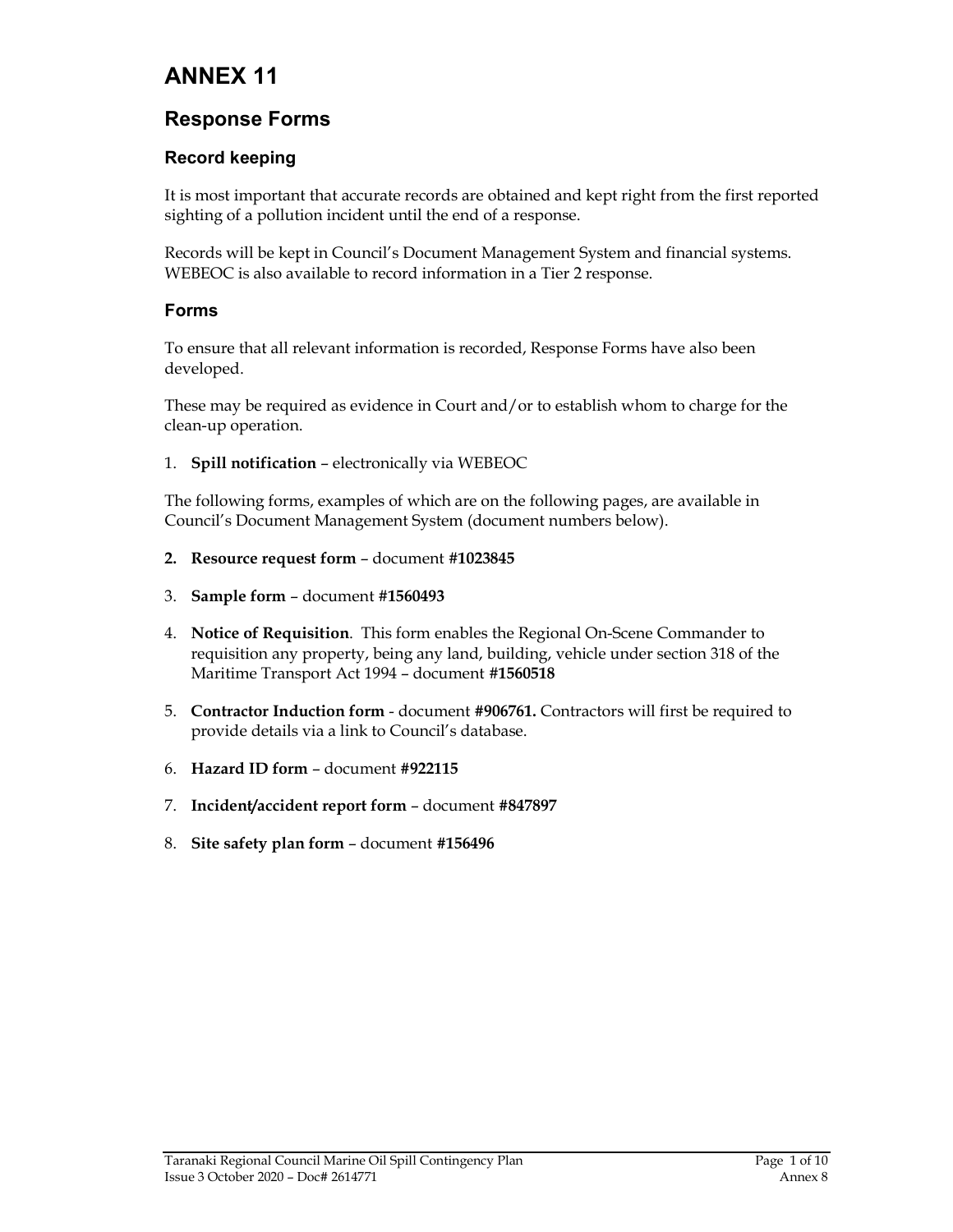# ANNEX 11

## Response Forms

### Record keeping

It is most important that accurate records are obtained and kept right from the first reported sighting of a pollution incident until the end of a response.

Records will be kept in Council's Document Management System and financial systems. WEBEOC is also available to record information in a Tier 2 response.

### Forms

To ensure that all relevant information is recorded, Response Forms have also been developed.

These may be required as evidence in Court and/or to establish whom to charge for the clean-up operation.

1. **Spill notification** – electronically via WEBEOC

The following forms, examples of which are on the following pages, are available in Council's Document Management System (document numbers below).

2. **Resource request form** – document **#1023845**
3. **Sample form** – document **#1560493**
4. **Notice of Requisition**. This form enables the Regional On-Scene Commander to requisition any property, being any land, building, vehicle under section 318 of the Maritime Transport Act 1994 – document **#1560518**
5. **Contractor Induction form** - document **#906761.** Contractors will first be required to provide details via a link to Council's database.
6. **Hazard ID form** – document **#922115**
7. **Incident/accident report form** – document **#847897**
8. **Site safety plan form** – document **#156496**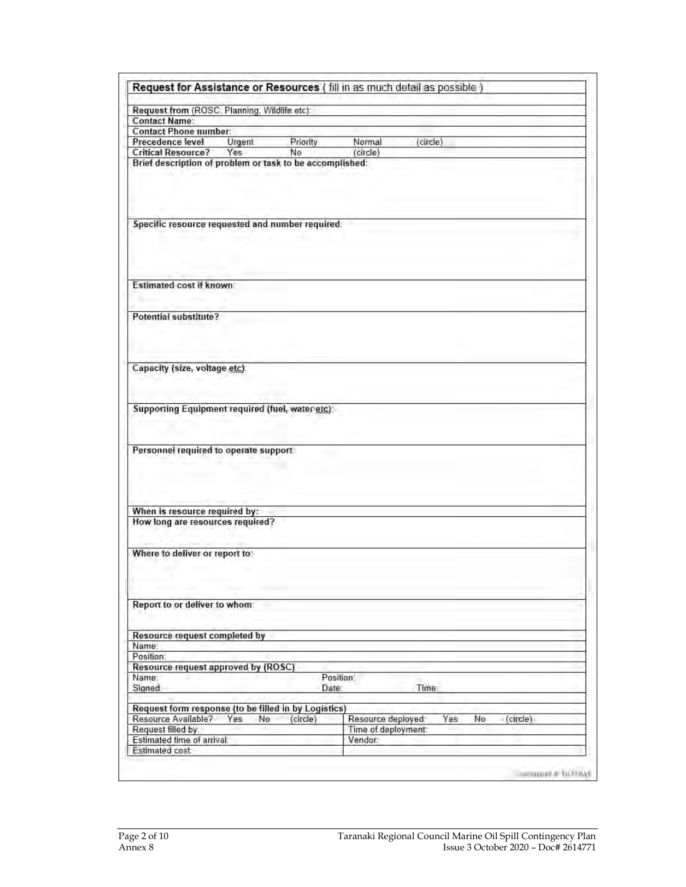## Request for Assistance or Resources ( fill in as much detail as possible )

**Request from** (ROSC, Planning, Wildlife etc):

**Contact Name:**

**Contact Phone number:**

**Precedence level** Urgent Priority Normal (circle)

**Critical Resource?** Yes No (circle)

**Brief description of problem or task to be accomplished:**

**Specific resource requested and number required:**

**Estimated cost if known:**

**Potential substitute?**

**Capacity (size, voltage etc):**

**Supporting Equipment required (fuel, water etc):**

**Personnel required to operate support:**

**When is resource required by:**

**How long are resources required?**

**Where to deliver or report to:**

**Report to or deliver to whom:**

**Resource request completed by**

Name:

Position:

**Resource request approved by (ROSC)**

Name: Position:

Signed: Date: Time:

**Request form response (to be filled in by Logistics)**

| | |
|---|---|
| Resource Available? Yes No (circle) | Resource deployed: Yes No (circle) |
| Request filled by: | Time of deployment: |
| Estimated time of arrival: | Vendor: |
| Estimated cost: | |

Document # 1077645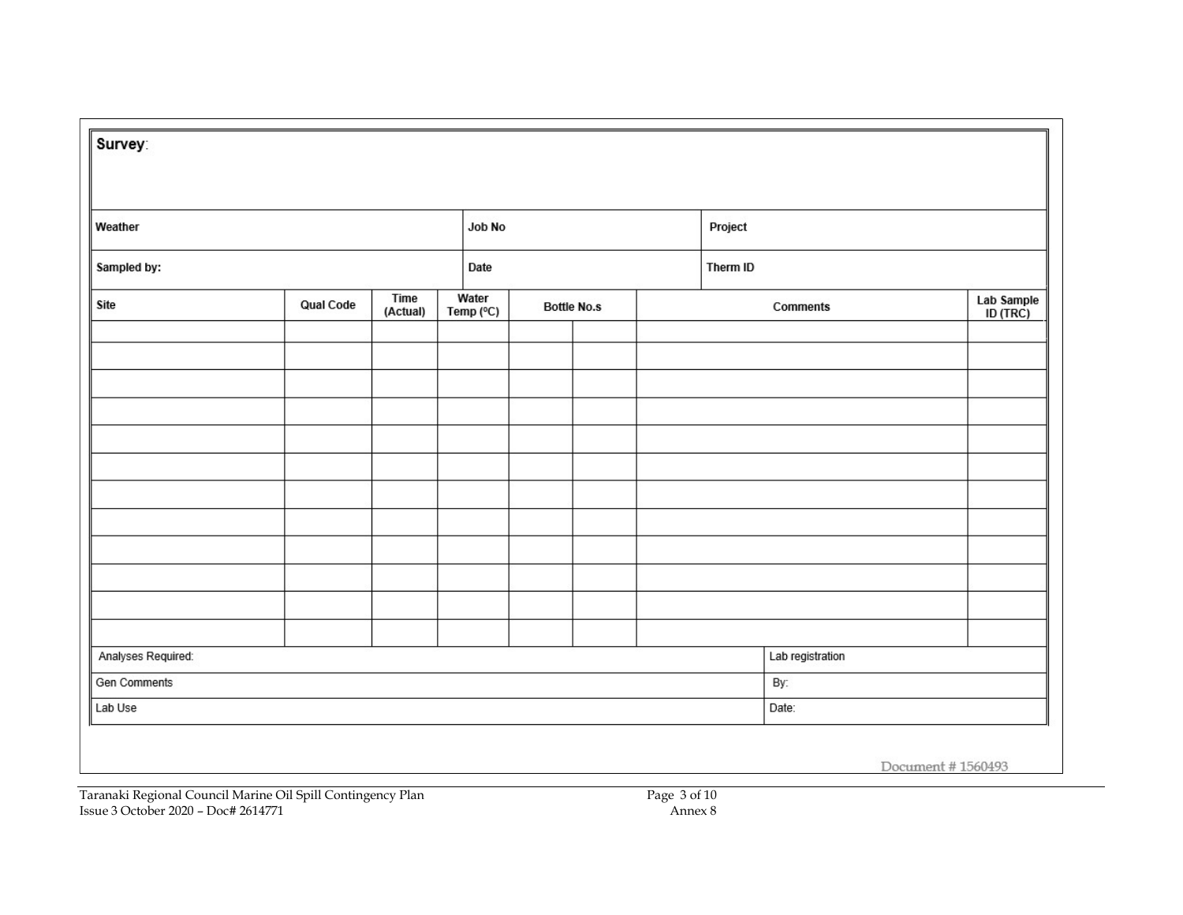**Survey**:

| Weather | Job No | Project |
|---|---|---|
| **Sampled by:** | **Date** | **Therm ID** |

| Site | Qual Code | Time (Actual) | Water Temp (°C) | Bottle No.s | | Comments | Lab Sample ID (TRC) |
|---|---|---|---|---|---|---|---|
| | | | | | | | |
| | | | | | | | |
| | | | | | | | |
| | | | | | | | |
| | | | | | | | |
| | | | | | | | |
| | | | | | | | |
| | | | | | | | |
| | | | | | | | |
| | | | | | | | |
| | | | | | | | |
| | | | | | | | |

| | |
|---|---|
| Analyses Required: | Lab registration |
| Gen Comments | By: |
| Lab Use | Date: |

Document # 1560493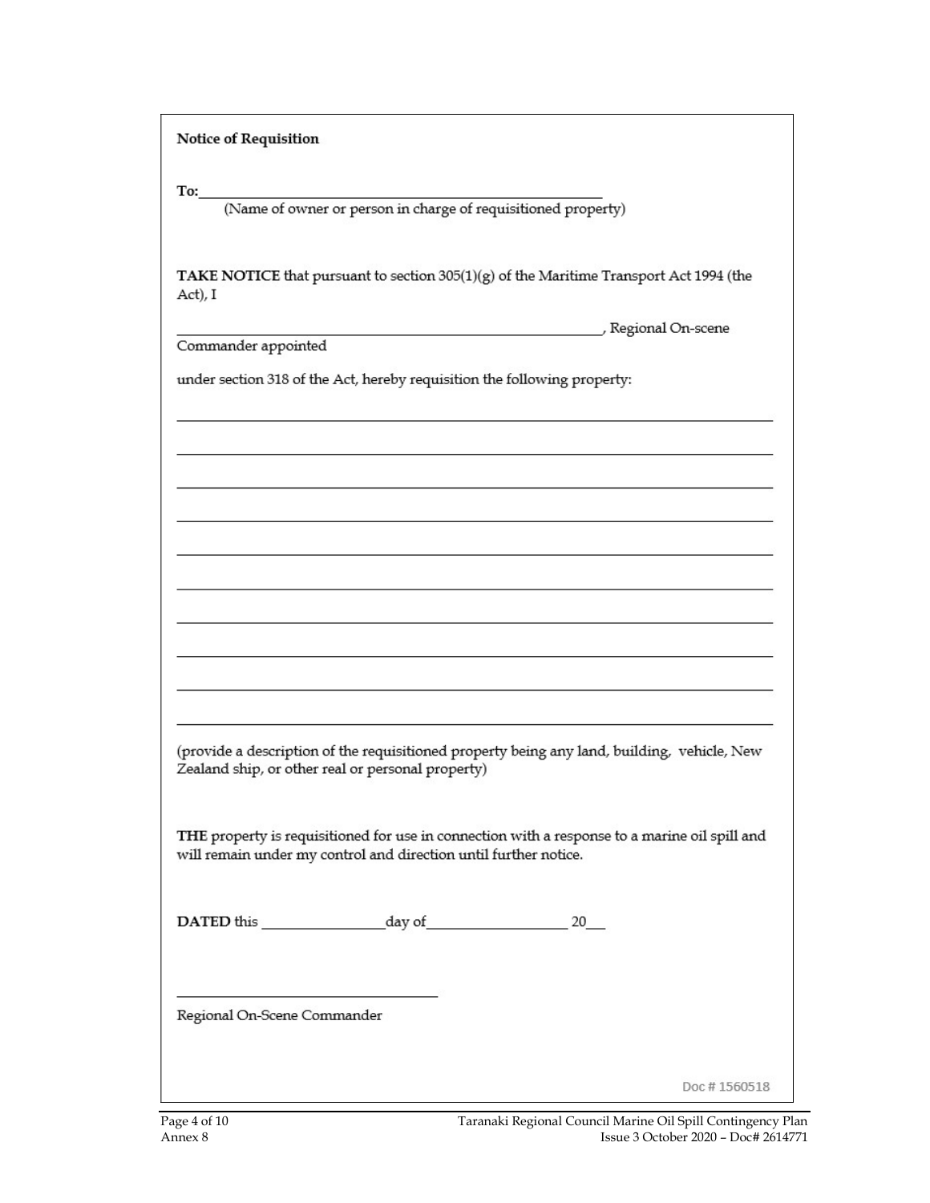**Notice of Requisition**

To:\_\_\_\_\_\_\_\_\_\_\_\_\_\_\_\_\_\_\_\_\_\_\_\_\_\_\_\_\_\_\_\_\_\_\_\_\_\_\_\_\_\_\_\_\_\_\_\_

(Name of owner or person in charge of requisitioned property)

**TAKE NOTICE** that pursuant to section 305(1)(g) of the Maritime Transport Act 1994 (the Act), I

\_\_\_\_\_\_\_\_\_\_\_\_\_\_\_\_\_\_\_\_\_\_\_\_\_\_\_\_\_\_\_\_\_\_\_\_\_\_\_\_\_\_\_\_\_\_\_\_\_\_\_\_\_\_\_\_, Regional On-scene Commander appointed

under section 318 of the Act, hereby requisition the following property:

\_\_\_\_\_\_\_\_\_\_\_\_\_\_\_\_\_\_\_\_\_\_\_\_\_\_\_\_\_\_\_\_\_\_\_\_\_\_\_\_\_\_\_\_\_\_\_\_\_\_\_\_\_\_\_\_\_\_\_\_\_\_\_\_\_\_\_\_\_\_\_\_

\_\_\_\_\_\_\_\_\_\_\_\_\_\_\_\_\_\_\_\_\_\_\_\_\_\_\_\_\_\_\_\_\_\_\_\_\_\_\_\_\_\_\_\_\_\_\_\_\_\_\_\_\_\_\_\_\_\_\_\_\_\_\_\_\_\_\_\_\_\_\_\_

\_\_\_\_\_\_\_\_\_\_\_\_\_\_\_\_\_\_\_\_\_\_\_\_\_\_\_\_\_\_\_\_\_\_\_\_\_\_\_\_\_\_\_\_\_\_\_\_\_\_\_\_\_\_\_\_\_\_\_\_\_\_\_\_\_\_\_\_\_\_\_\_

\_\_\_\_\_\_\_\_\_\_\_\_\_\_\_\_\_\_\_\_\_\_\_\_\_\_\_\_\_\_\_\_\_\_\_\_\_\_\_\_\_\_\_\_\_\_\_\_\_\_\_\_\_\_\_\_\_\_\_\_\_\_\_\_\_\_\_\_\_\_\_\_

\_\_\_\_\_\_\_\_\_\_\_\_\_\_\_\_\_\_\_\_\_\_\_\_\_\_\_\_\_\_\_\_\_\_\_\_\_\_\_\_\_\_\_\_\_\_\_\_\_\_\_\_\_\_\_\_\_\_\_\_\_\_\_\_\_\_\_\_\_\_\_\_

\_\_\_\_\_\_\_\_\_\_\_\_\_\_\_\_\_\_\_\_\_\_\_\_\_\_\_\_\_\_\_\_\_\_\_\_\_\_\_\_\_\_\_\_\_\_\_\_\_\_\_\_\_\_\_\_\_\_\_\_\_\_\_\_\_\_\_\_\_\_\_\_

\_\_\_\_\_\_\_\_\_\_\_\_\_\_\_\_\_\_\_\_\_\_\_\_\_\_\_\_\_\_\_\_\_\_\_\_\_\_\_\_\_\_\_\_\_\_\_\_\_\_\_\_\_\_\_\_\_\_\_\_\_\_\_\_\_\_\_\_\_\_\_\_

\_\_\_\_\_\_\_\_\_\_\_\_\_\_\_\_\_\_\_\_\_\_\_\_\_\_\_\_\_\_\_\_\_\_\_\_\_\_\_\_\_\_\_\_\_\_\_\_\_\_\_\_\_\_\_\_\_\_\_\_\_\_\_\_\_\_\_\_\_\_\_\_

\_\_\_\_\_\_\_\_\_\_\_\_\_\_\_\_\_\_\_\_\_\_\_\_\_\_\_\_\_\_\_\_\_\_\_\_\_\_\_\_\_\_\_\_\_\_\_\_\_\_\_\_\_\_\_\_\_\_\_\_\_\_\_\_\_\_\_\_\_\_\_\_

\_\_\_\_\_\_\_\_\_\_\_\_\_\_\_\_\_\_\_\_\_\_\_\_\_\_\_\_\_\_\_\_\_\_\_\_\_\_\_\_\_\_\_\_\_\_\_\_\_\_\_\_\_\_\_\_\_\_\_\_\_\_\_\_\_\_\_\_\_\_\_\_

(provide a description of the requisitioned property being any land, building, vehicle, New Zealand ship, or other real or personal property)

**THE** property is requisitioned for use in connection with a response to a marine oil spill and will remain under my control and direction until further notice.

**DATED** this \_\_\_\_\_\_\_\_\_\_\_\_\_\_\_\_day of\_\_\_\_\_\_\_\_\_\_\_\_\_\_\_\_\_\_\_ 20\_\_\_

\_\_\_\_\_\_\_\_\_\_\_\_\_\_\_\_\_\_\_\_\_\_\_\_\_\_\_\_\_\_\_\_\_\_

Regional On-Scene Commander

Doc # 1560518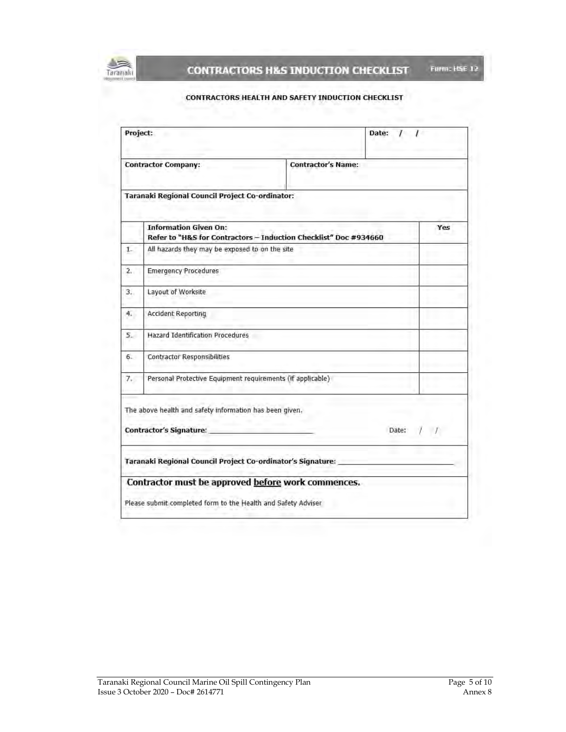# CONTRACTORS H&S INDUCTION CHECKLIST

Form: HSE 12

## CONTRACTORS HEALTH AND SAFETY INDUCTION CHECKLIST

| **Project:** | | **Date:** / / |
|---|---|---|
| **Contractor Company:** | **Contractor's Name:** | |
| **Taranaki Regional Council Project Co-ordinator:** | | |

| | **Information Given On:**<br>**Refer to "H&S for Contractors – Induction Checklist" Doc #934660** | **Yes** |
|---|---|---|
| 1. | All hazards they may be exposed to on the site | |
| 2. | Emergency Procedures | |
| 3. | Layout of Worksite | |
| 4. | Accident Reporting | |
| 5. | Hazard Identification Procedures | |
| 6. | Contractor Responsibilities | |
| 7. | Personal Protective Equipment requirements (if applicable) | |

The above health and safety information has been given.

**Contractor's Signature:** ______________________ Date: / /

**Taranaki Regional Council Project Co-ordinator's Signature:** ______________________

**Contractor must be approved <u>before</u> work commences.**

Please submit completed form to the Health and Safety Adviser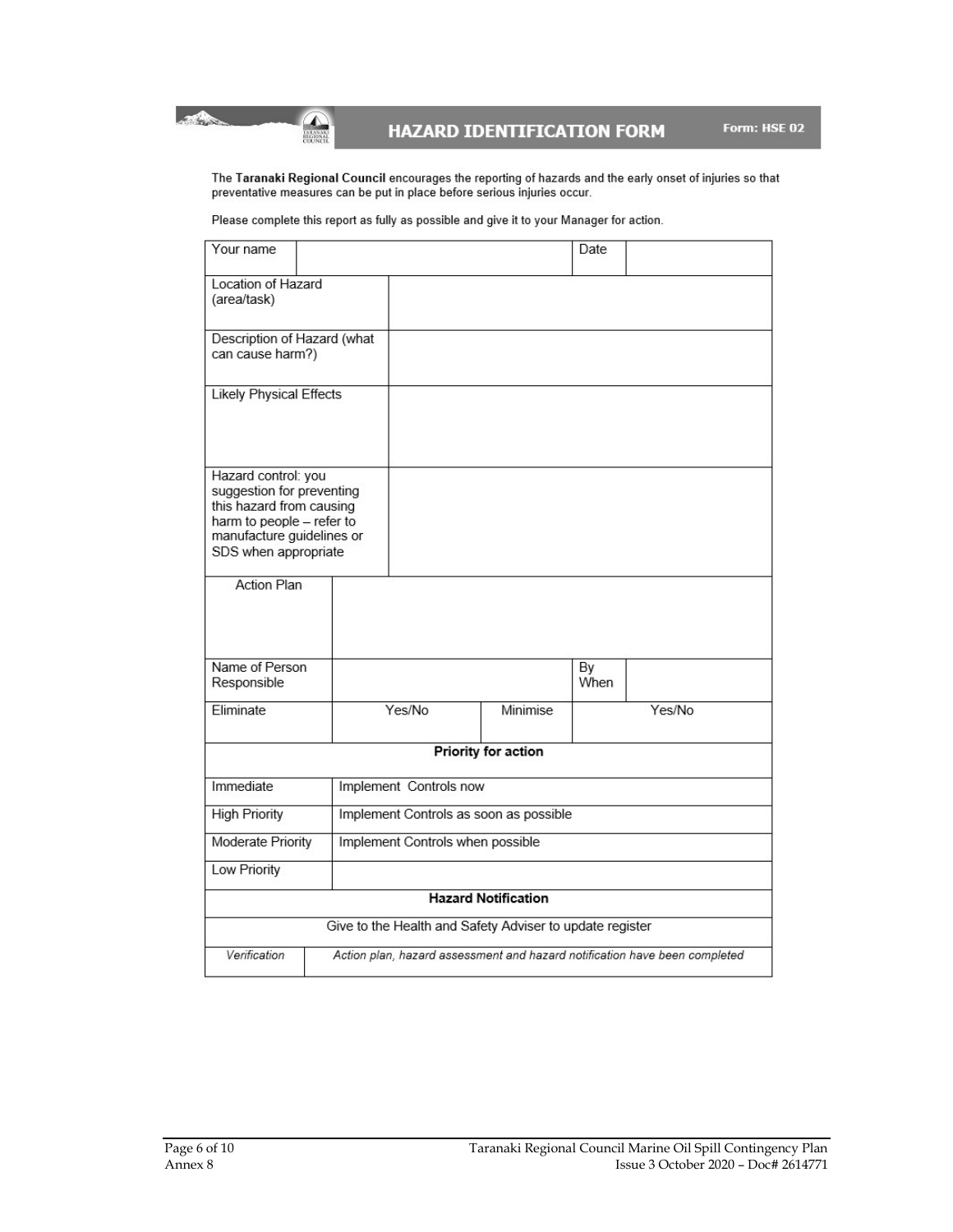# HAZARD IDENTIFICATION FORM

Form: HSE 02

The **Taranaki Regional Council** encourages the reporting of hazards and the early onset of injuries so that preventative measures can be put in place before serious injuries occur.

Please complete this report as fully as possible and give it to your Manager for action.

| Your name | | Date | |
|---|---|---|---|
| Location of Hazard (area/task) | | | |
| Description of Hazard (what can cause harm?) | | | |
| Likely Physical Effects | | | |
| Hazard control: you suggestion for preventing this hazard from causing harm to people – refer to manufacture guidelines or SDS when appropriate | | | |
| Action Plan | | | |
| Name of Person Responsible | | By When | |
| Eliminate | Yes/No | Minimise | Yes/No |
| **Priority for action** | | | |
| Immediate | Implement Controls now | | |
| High Priority | Implement Controls as soon as possible | | |
| Moderate Priority | Implement Controls when possible | | |
| Low Priority | | | |
| **Hazard Notification** | | | |
| Give to the Health and Safety Adviser to update register | | | |
| *Verification* | *Action plan, hazard assessment and hazard notification have been completed* | | |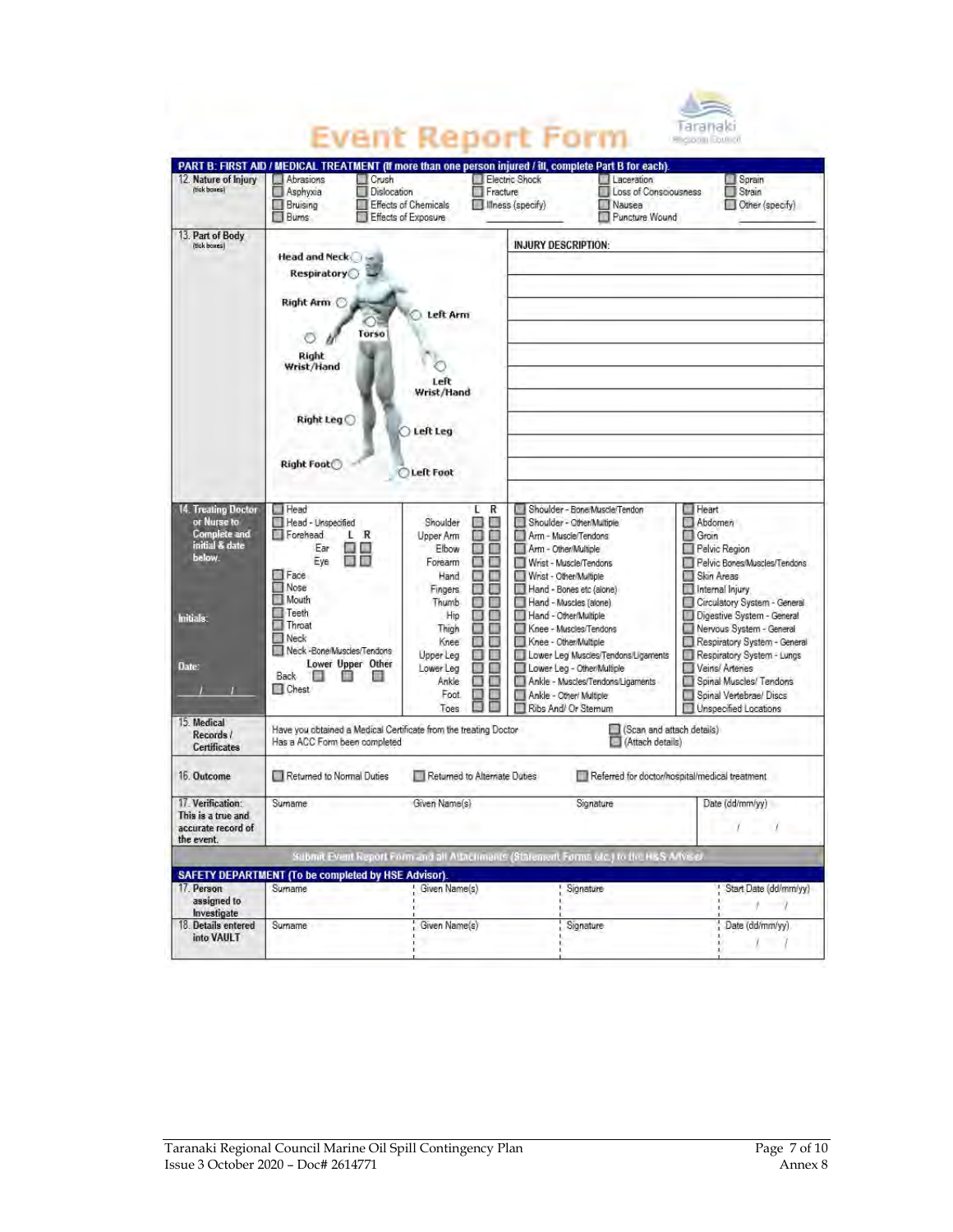# Event Report Form

Taranaki Regional Council

**PART B: FIRST AID / MEDICAL TREATMENT (If more than one person injured / ill, complete Part B for each).**

| | |
|---|---|
| **12. Nature of Injury** (tick boxes) | ☐ Abrasions ☐ Asphyxia ☐ Bruising ☐ Burns ☐ Crush ☐ Dislocation ☐ Effects of Chemicals ☐ Effects of Exposure ☐ Electric Shock ☐ Fracture ☐ Illness (specify) ______ ☐ Laceration ☐ Loss of Consciousness ☐ Nausea ☐ Puncture Wound ☐ Sprain ☐ Strain ☐ Other (specify) ______ |
| **13. Part of Body** (tick boxes) | ○ Head and Neck ○ Respiratory ○ Right Arm ○ Left Arm ○ Torso ○ Right Wrist/Hand ○ Left Wrist/Hand ○ Right Leg ○ Left Leg ○ Right Foot ○ Left Foot<br>INJURY DESCRIPTION: |
| **14. Treating Doctor or Nurse to Complete and initial & date below.**<br>Initials:<br>Date: / / | ☐ Head ☐ Head - Unspecified ☐ Forehead; Ear L ☐ R ☐; Eye L ☐ R ☐ ☐ Face ☐ Nose ☐ Mouth ☐ Teeth ☐ Throat ☐ Neck ☐ Neck - Bone/Muscles/Tendons; Back: Lower ☐ Upper ☐ Other ☐ ☐ Chest<br>(L / R): Shoulder ☐☐ Upper Arm ☐☐ Elbow ☐☐ Forearm ☐☐ Hand ☐☐ Fingers ☐☐ Thumb ☐☐ Hip ☐☐ Thigh ☐☐ Knee ☐☐ Upper Leg ☐☐ Lower Leg ☐☐ Ankle ☐☐ Foot ☐☐ Toes ☐☐<br>☐ Shoulder - Bone/Muscle/Tendon ☐ Shoulder - Other/Multiple ☐ Arm - Muscle/Tendons ☐ Arm - Other/Multiple ☐ Wrist - Muscle/Tendons ☐ Wrist - Other/Multiple ☐ Hand - Bones etc (alone) ☐ Hand - Muscles (alone) ☐ Hand - Other/Multiple ☐ Knee - Muscles/Tendons ☐ Knee - Other/Multiple ☐ Lower Leg Muscles/Tendons/Ligaments ☐ Lower Leg - Other/Multiple ☐ Ankle - Muscles/Tendons/Ligaments ☐ Ankle - Other/ Multiple ☐ Ribs And/ Or Sternum<br>☐ Heart ☐ Abdomen ☐ Groin ☐ Pelvic Region ☐ Pelvic Bones/Muscles/Tendons ☐ Skin Areas ☐ Internal Injury ☐ Circulatory System - General ☐ Digestive System - General ☐ Nervous System - General ☐ Respiratory System - General ☐ Respiratory System - Lungs ☐ Veins/ Arteries ☐ Spinal Muscles/ Tendons ☐ Spinal Vertebrae/ Discs ☐ Unspecified Locations |
| **15. Medical Records / Certificates** | Have you obtained a Medical Certificate from the treating Doctor ☐ (Scan and attach details)<br>Has a ACC Form been completed ☐ (Attach details) |
| **16. Outcome** | ☐ Returned to Normal Duties ☐ Returned to Alternate Duties ☐ Referred for doctor/hospital/medical treatment |
| **17. Verification: This is a true and accurate record of the event.** | Surname / Given Name(s) / Signature / Date (dd/mm/yy) / / |

Submit Event Report Form and all Attachments (Statement Forms etc.) to the H&S Advisor

**SAFETY DEPARTMENT (To be completed by HSE Advisor).**

| | Surname | Given Name(s) | Signature | Date |
|---|---|---|---|---|
| **17. Person assigned to Investigate** | | | | Start Date (dd/mm/yy) / / |
| **18. Details entered into VAULT** | | | | Date (dd/mm/yy) / / |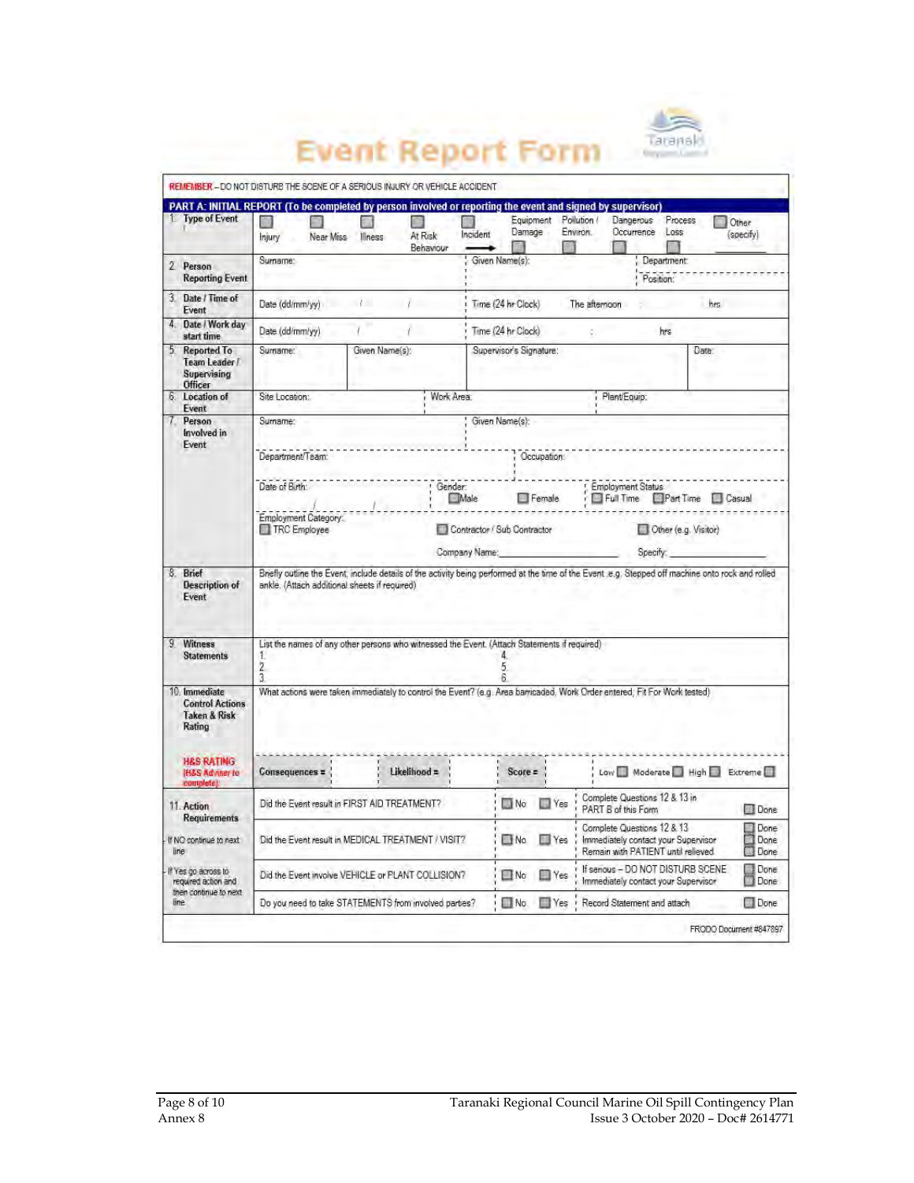# Event Report Form

**REMEMBER** – DO NOT DISTURB THE SCENE OF A SERIOUS INJURY OR VEHICLE ACCIDENT

**PART A: INITIAL REPORT (To be completed by person involved or reporting the event and signed by supervisor)**

| | | | | |
|---|---|---|---|---|
| 1. Type of Event | ☐ Injury ☐ Near Miss ☐ Illness ☐ At Risk Behaviour ☐ Incident → ☐ Equipment Damage ☐ Pollution / Environ. ☐ Dangerous Occurrence ☐ Process Loss ☐ Other (specify) ______ | | | |
| 2. Person Reporting Event | Surname: | Given Name(s): | Department: / Position: | |
| 3. Date / Time of Event | Date (dd/mm/yy) / / | Time (24 hr Clock) The afternoon : hrs | | |
| 4. Date / Work day start time | Date (dd/mm/yy) / / | Time (24 hr Clock) : hrs | | |
| 5. Reported To Team Leader / Supervising Officer | Surname: | Given Name(s): | Supervisor's Signature: | Date: |
| 6. Location of Event | Site Location: | Work Area: | Plant/Equip: | |
| 7. Person Involved in Event | Surname: | Given Name(s): | | |
| | Department/Team: | Occupation: | | |
| | Date of Birth: / / | Gender: ☐ Male ☐ Female | Employment Status ☐ Full Time ☐ Part Time ☐ Casual | |
| | Employment Category: ☐ TRC Employee | ☐ Contractor / Sub Contractor Company Name: ______ | ☐ Other (e.g. Visitor) Specify: ______ | |
| 8. Brief Description of Event | Briefly outline the Event, include details of the activity being performed at the time of the Event .e.g. Stepped off machine onto rock and rolled ankle. (Attach additional sheets if required) | | | |
| 9. Witness Statements | List the names of any other persons who witnessed the Event. (Attach Statements if required) 1. 2. 3. 4. 5. 6. | | | |
| 10. Immediate Control Actions Taken & Risk Rating | What actions were taken immediately to control the Event? (e.g. Area barricaded, Work Order entered, Fit For Work tested) | | | |
| H&S RATING (H&S Adviser to complete) | Consequences = | Likelihood = | Score = | Low ☐ Moderate ☐ High ☐ Extreme ☐ |
| 11. Action Requirements | Did the Event result in FIRST AID TREATMENT? | ☐ No ☐ Yes | Complete Questions 12 & 13 in PART B of this Form | ☐ Done |
| If NO continue to next line | Did the Event result in MEDICAL TREATMENT / VISIT? | ☐ No ☐ Yes | Complete Questions 12 & 13 / Immediately contact your Supervisor / Remain with PATIENT until relieved | ☐ Done ☐ Done ☐ Done |
| If Yes go across to required action and then continue to next line | Did the Event involve VEHICLE or PLANT COLLISION? | ☐ No ☐ Yes | If serious – DO NOT DISTURB SCENE / Immediately contact your Supervisor | ☐ Done ☐ Done |
| | Do you need to take STATEMENTS from involved parties? | ☐ No ☐ Yes | Record Statement and attach | ☐ Done |

FRODO Document #847897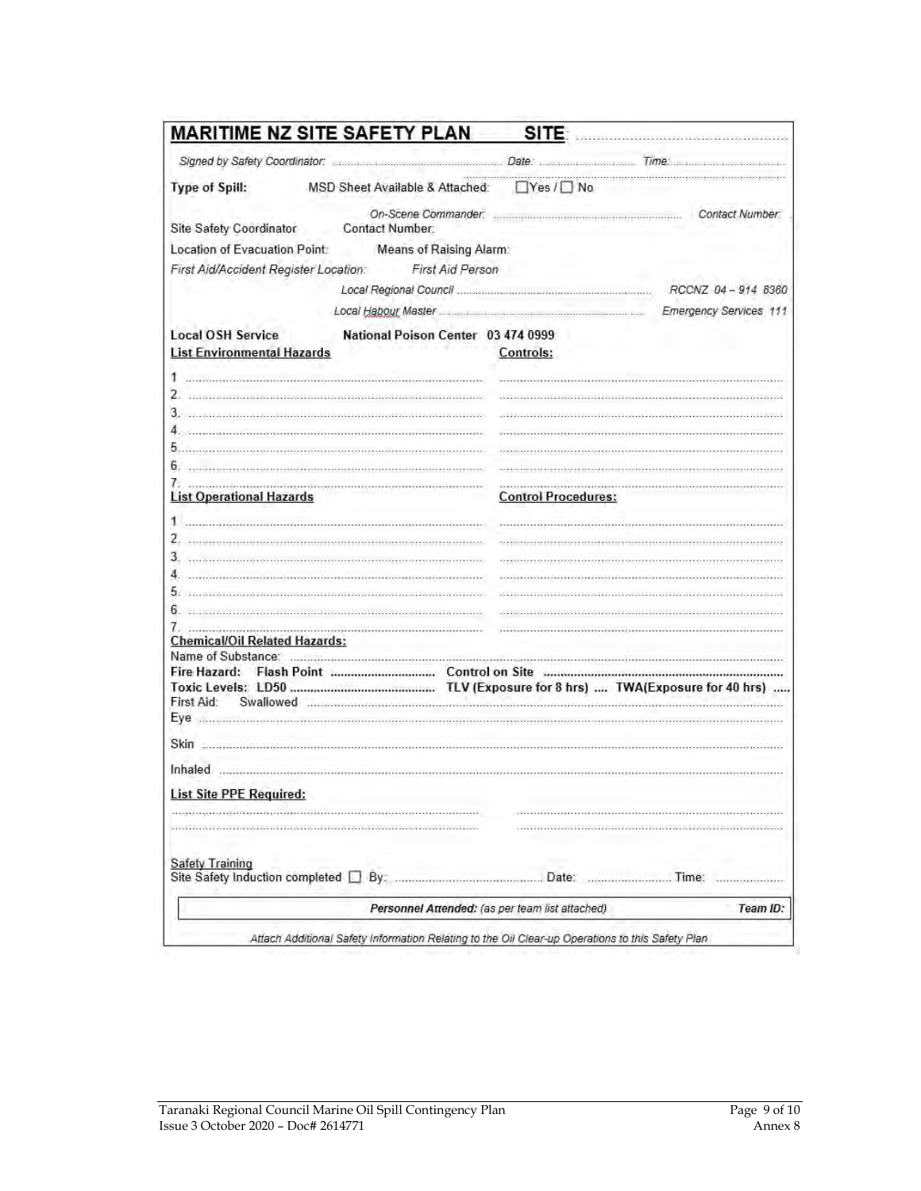# MARITIME NZ SITE SAFETY PLAN SITE: ..............................................

*Signed by Safety Coordinator:* ........................................................ *Date:* ................................ *Time:* ....................................

**Type of Spill:** MSD Sheet Available & Attached: ☐Yes / ☐ No

*On-Scene Commander:* ............................................................ *Contact Number:*

Site Safety Coordinator Contact Number:

Location of Evacuation Point: Means of Raising Alarm:

*First Aid/Accident Register Location:* *First Aid Person*

*Local Regional Council* ............................................................ *RCCNZ 04 – 914 8360*

*Local Habour Master* ............................................................ *Emergency Services 111*

**Local OSH Service** **National Poison Center 03 474 0999**

| **List Environmental Hazards** | **Controls:** |
|---|---|
| 1 .......................................................... | .......................................................... |
| 2. .......................................................... | .......................................................... |
| 3. .......................................................... | .......................................................... |
| 4. .......................................................... | .......................................................... |
| 5. .......................................................... | .......................................................... |
| 6. .......................................................... | .......................................................... |
| 7. .......................................................... | .......................................................... |

| **List Operational Hazards** | **Control Procedures:** |
|---|---|
| 1 .......................................................... | .......................................................... |
| 2. .......................................................... | .......................................................... |
| 3. .......................................................... | .......................................................... |
| 4. .......................................................... | .......................................................... |
| 5. .......................................................... | .......................................................... |
| 6. .......................................................... | .......................................................... |
| 7. .......................................................... | .......................................................... |

**Chemical/Oil Related Hazards:**

Name of Substance: ..........................................................................................

**Fire Hazard: Flash Point** ............................ **Control on Site** ............................................................

**Toxic Levels: LD50** ........................................ **TLV (Exposure for 8 hrs)** .... **TWA(Exposure for 40 hrs)** .....

First Aid: Swallowed ..........................................................................................

Eye ..........................................................................................

Skin ..........................................................................................

Inhaled ..........................................................................................

**List Site PPE Required:**

.......................................................... ..........................................................

.......................................................... ..........................................................

**Safety Training**

Site Safety Induction completed ☐ By: ........................................ Date: ........................ Time: ....................

| *Personnel Attended: (as per team list attached)* | *Team ID:* |
|---|---|

*Attach Additional Safety Information Relating to the Oil Clear-up Operations to this Safety Plan*